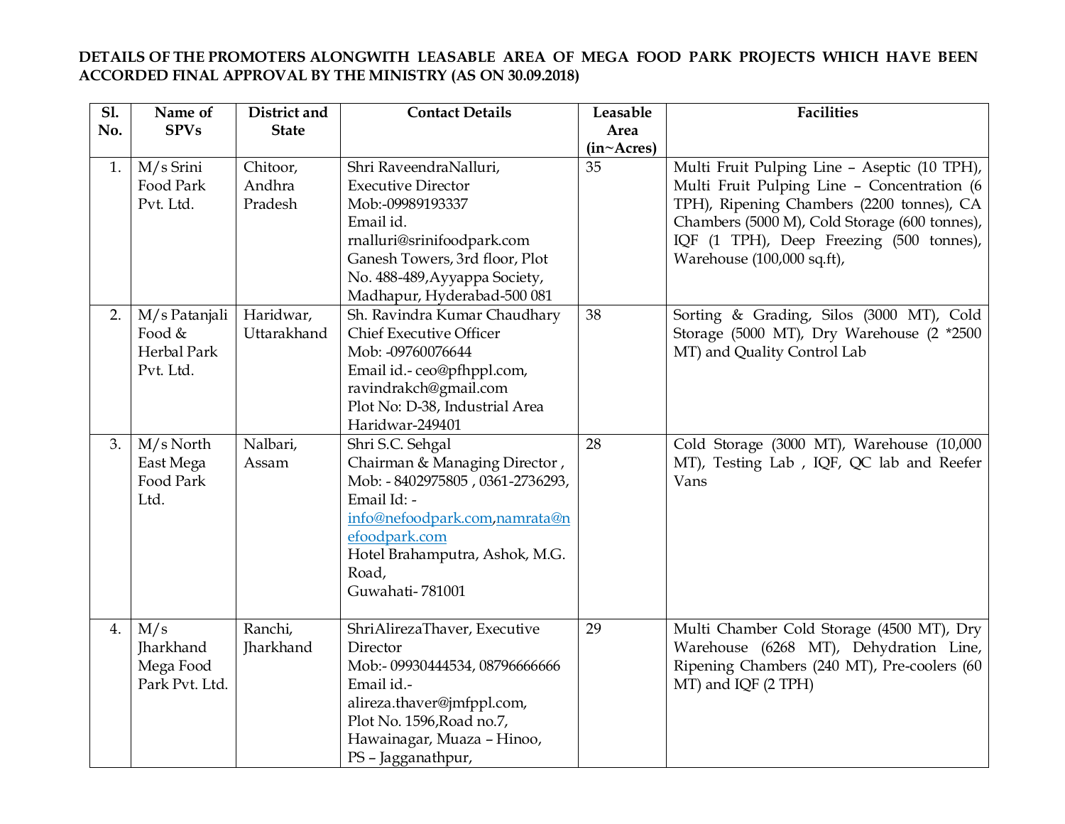**DETAILS OF THE PROMOTERS ALONGWITH LEASABLE AREA OF MEGA FOOD PARK PROJECTS WHICH HAVE BEEN ACCORDED FINAL APPROVAL BY THE MINISTRY (AS ON 30.09.2018)**

| Sl. No. | Name of SPVs | District and State | Contact Details | Leasable Area (in~Acres) | Facilities |
|---|---|---|---|---|---|
| 1. | M/s Srini Food Park Pvt. Ltd. | Chitoor, Andhra Pradesh | Shri RaveendraNalluri, Executive Director Mob:-09989193337 Email id. rnalluri@srinifoodpark.com Ganesh Towers, 3rd floor, Plot No. 488-489,Ayyappa Society, Madhapur, Hyderabad-500 081 | 35 | Multi Fruit Pulping Line – Aseptic (10 TPH), Multi Fruit Pulping Line – Concentration (6 TPH), Ripening Chambers (2200 tonnes), CA Chambers (5000 M), Cold Storage (600 tonnes), IQF (1 TPH), Deep Freezing (500 tonnes), Warehouse (100,000 sq.ft), |
| 2. | M/s Patanjali Food & Herbal Park Pvt. Ltd. | Haridwar, Uttarakhand | Sh. Ravindra Kumar Chaudhary Chief Executive Officer Mob: -09760076644 Email id.- ceo@pfhppl.com, ravindrakch@gmail.com Plot No: D-38, Industrial Area Haridwar-249401 | 38 | Sorting & Grading, Silos (3000 MT), Cold Storage (5000 MT), Dry Warehouse (2 *2500 MT) and Quality Control Lab |
| 3. | M/s North East Mega Food Park Ltd. | Nalbari, Assam | Shri S.C. Sehgal Chairman & Managing Director , Mob: - 8402975805 , 0361-2736293, Email Id: - info@nefoodpark.com,namrata@nefoodpark.com Hotel Brahamputra, Ashok, M.G. Road, Guwahati- 781001 | 28 | Cold Storage (3000 MT), Warehouse (10,000 MT), Testing Lab , IQF, QC lab and Reefer Vans |
| 4. | M/s Jharkhand Mega Food Park Pvt. Ltd. | Ranchi, Jharkhand | ShriAlirezaThaver, Executive Director Mob:- 09930444534, 08796666666 Email id.- alireza.thaver@jmfppl.com, Plot No. 1596,Road no.7, Hawainagar, Muaza – Hinoo, PS – Jagganathpur, | 29 | Multi Chamber Cold Storage (4500 MT), Dry Warehouse (6268 MT), Dehydration Line, Ripening Chambers (240 MT), Pre-coolers (60 MT) and IQF (2 TPH) |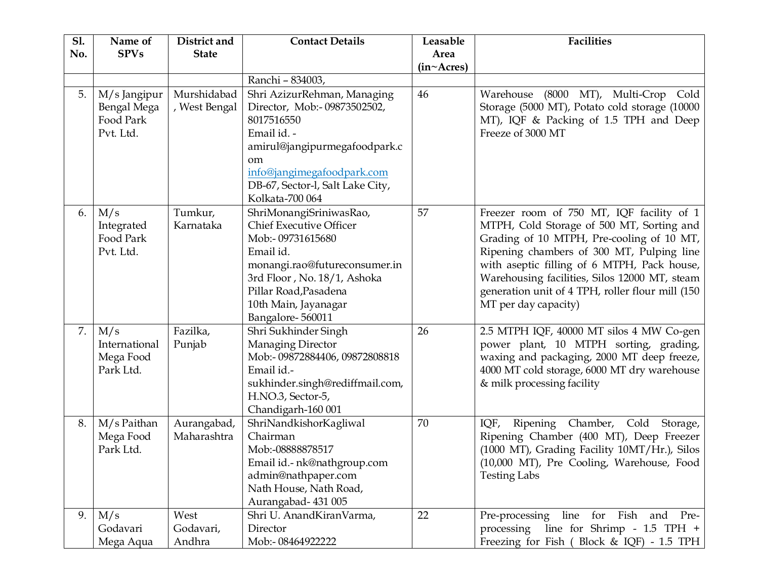| Sl. No. | Name of SPVs | District and State | Contact Details | Leasable Area (in~Acres) | Facilities |
|---|---|---|---|---|---|
| | | | Ranchi – 834003, | | |
| 5. | M/s Jangipur Bengal Mega Food Park Pvt. Ltd. | Murshidabad, West Bengal | Shri AzizurRehman, Managing Director, Mob:- 09873502502, 8017516550<br>Email id. - amirul@jangipurmegafoodpark.com<br>info@jangimegafoodpark.com<br>DB-67, Sector-I, Salt Lake City, Kolkata-700 064 | 46 | Warehouse (8000 MT), Multi-Crop Cold Storage (5000 MT), Potato cold storage (10000 MT), IQF & Packing of 1.5 TPH and Deep Freeze of 3000 MT |
| 6. | M/s Integrated Food Park Pvt. Ltd. | Tumkur, Karnataka | ShriMonangiSriniwasRao, Chief Executive Officer<br>Mob:- 09731615680<br>Email id. monangi.rao@futureconsumer.in<br>3rd Floor , No. 18/1, Ashoka Pillar Road,Pasadena<br>10th Main, Jayanagar<br>Bangalore- 560011 | 57 | Freezer room of 750 MT, IQF facility of 1 MTPH, Cold Storage of 500 MT, Sorting and Grading of 10 MTPH, Pre-cooling of 10 MT, Ripening chambers of 300 MT, Pulping line with aseptic filling of 6 MTPH, Pack house, Warehousing facilities, Silos 12000 MT, steam generation unit of 4 TPH, roller flour mill (150 MT per day capacity) |
| 7. | M/s International Mega Food Park Ltd. | Fazilka, Punjab | Shri Sukhinder Singh<br>Managing Director<br>Mob:- 09872884406, 09872808818<br>Email id.- sukhinder.singh@rediffmail.com,<br>H.NO.3, Sector-5,<br>Chandigarh-160 001 | 26 | 2.5 MTPH IQF, 40000 MT silos 4 MW Co-gen power plant, 10 MTPH sorting, grading, waxing and packaging, 2000 MT deep freeze, 4000 MT cold storage, 6000 MT dry warehouse & milk processing facility |
| 8. | M/s Paithan Mega Food Park Ltd. | Aurangabad, Maharashtra | ShriNandkishorKagliwal<br>Chairman<br>Mob:-08888878517<br>Email id.- nk@nathgroup.com<br>admin@nathpaper.com<br>Nath House, Nath Road, Aurangabad- 431 005 | 70 | IQF, Ripening Chamber, Cold Storage, Ripening Chamber (400 MT), Deep Freezer (1000 MT), Grading Facility 10MT/Hr.), Silos (10,000 MT), Pre Cooling, Warehouse, Food Testing Labs |
| 9. | M/s Godavari Mega Aqua | West Godavari, Andhra | Shri U. AnandKiranVarma, Director<br>Mob:- 08464922222 | 22 | Pre-processing line for Fish and Pre-processing line for Shrimp - 1.5 TPH + Freezing for Fish ( Block & IQF) - 1.5 TPH |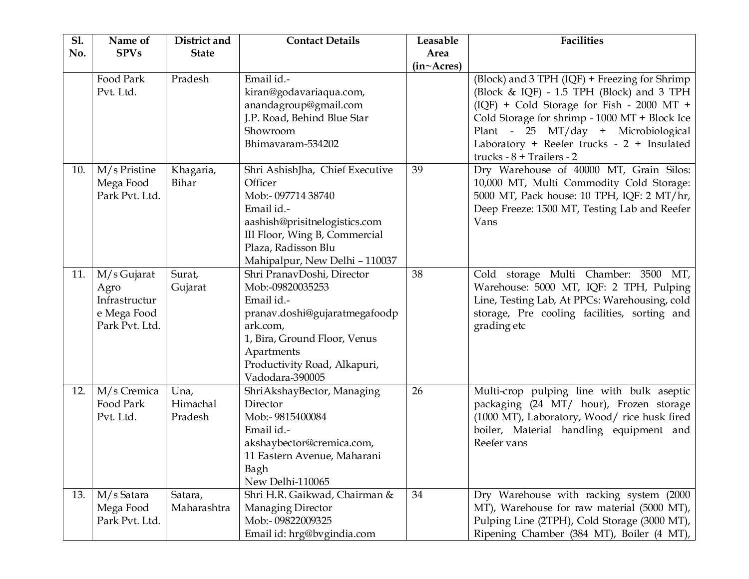| Sl. No. | Name of SPVs | District and State | Contact Details | Leasable Area (in~Acres) | Facilities |
|---|---|---|---|---|---|
| | Food Park Pvt. Ltd. | Pradesh | Email id.- kiran@godavariaqua.com, anandagroup@gmail.com J.P. Road, Behind Blue Star Showroom Bhimavaram-534202 | | (Block) and 3 TPH (IQF) + Freezing for Shrimp (Block & IQF) - 1.5 TPH (Block) and 3 TPH (IQF) + Cold Storage for Fish - 2000 MT + Cold Storage for shrimp - 1000 MT + Block Ice Plant - 25 MT/day + Microbiological Laboratory + Reefer trucks - 2 + Insulated trucks - 8 + Trailers - 2 |
| 10. | M/s Pristine Mega Food Park Pvt. Ltd. | Khagaria, Bihar | Shri AshishJha, Chief Executive Officer Mob:- 097714 38740 Email id.- aashish@prisitnelogistics.com III Floor, Wing B, Commercial Plaza, Radisson Blu Mahipalpur, New Delhi – 110037 | 39 | Dry Warehouse of 40000 MT, Grain Silos: 10,000 MT, Multi Commodity Cold Storage: 5000 MT, Pack house: 10 TPH, IQF: 2 MT/hr, Deep Freeze: 1500 MT, Testing Lab and Reefer Vans |
| 11. | M/s Gujarat Agro Infrastructure Mega Food Park Pvt. Ltd. | Surat, Gujarat | Shri PranavDoshi, Director Mob:-09820035253 Email id.- pranav.doshi@gujaratmegafoodpark.com, 1, Bira, Ground Floor, Venus Apartments Productivity Road, Alkapuri, Vadodara-390005 | 38 | Cold storage Multi Chamber: 3500 MT, Warehouse: 5000 MT, IQF: 2 TPH, Pulping Line, Testing Lab, At PPCs: Warehousing, cold storage, Pre cooling facilities, sorting and grading etc |
| 12. | M/s Cremica Food Park Pvt. Ltd. | Una, Himachal Pradesh | ShriAkshayBector, Managing Director Mob:- 9815400084 Email id.- akshaybector@cremica.com, 11 Eastern Avenue, Maharani Bagh New Delhi-110065 | 26 | Multi-crop pulping line with bulk aseptic packaging (24 MT/ hour), Frozen storage (1000 MT), Laboratory, Wood/ rice husk fired boiler, Material handling equipment and Reefer vans |
| 13. | M/s Satara Mega Food Park Pvt. Ltd. | Satara, Maharashtra | Shri H.R. Gaikwad, Chairman & Managing Director Mob:- 09822009325 Email id: hrg@bvgindia.com | 34 | Dry Warehouse with racking system (2000 MT), Warehouse for raw material (5000 MT), Pulping Line (2TPH), Cold Storage (3000 MT), Ripening Chamber (384 MT), Boiler (4 MT), |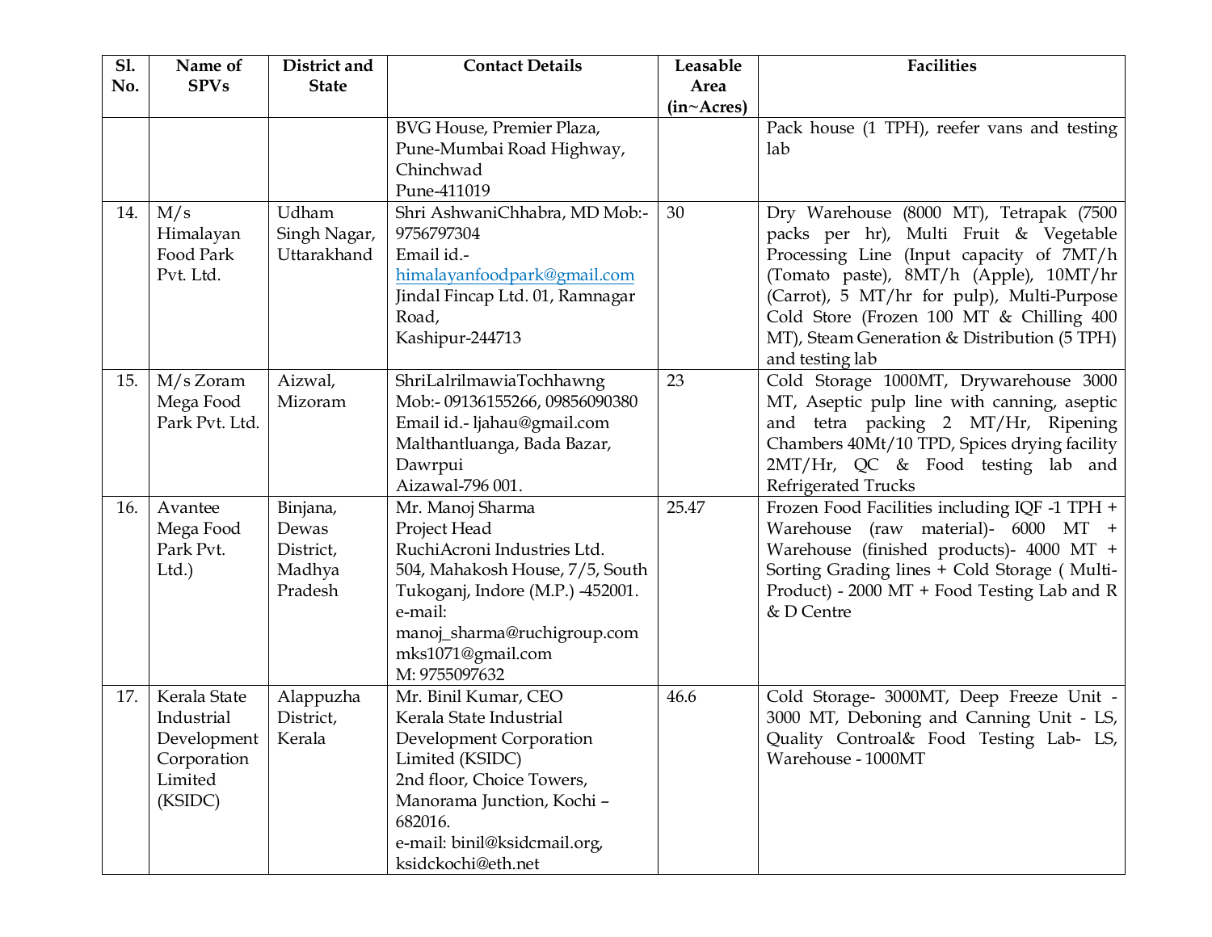| Sl. No. | Name of SPVs | District and State | Contact Details | Leasable Area (in~Acres) | Facilities |
|---|---|---|---|---|---|
| | | | BVG House, Premier Plaza, Pune-Mumbai Road Highway, Chinchwad Pune-411019 | | Pack house (1 TPH), reefer vans and testing lab |
| 14. | M/s Himalayan Food Park Pvt. Ltd. | Udham Singh Nagar, Uttarakhand | Shri AshwaniChhabra, MD Mob:- 9756797304 Email id.- himalayanfoodpark@gmail.com Jindal Fincap Ltd. 01, Ramnagar Road, Kashipur-244713 | 30 | Dry Warehouse (8000 MT), Tetrapak (7500 packs per hr), Multi Fruit & Vegetable Processing Line (Input capacity of 7MT/h (Tomato paste), 8MT/h (Apple), 10MT/hr (Carrot), 5 MT/hr for pulp), Multi-Purpose Cold Store (Frozen 100 MT & Chilling 400 MT), Steam Generation & Distribution (5 TPH) and testing lab |
| 15. | M/s Zoram Mega Food Park Pvt. Ltd. | Aizwal, Mizoram | ShriLalrilmawiaTochhawng Mob:- 09136155266, 09856090380 Email id.- ljahau@gmail.com Malthantluanga, Bada Bazar, Dawrpui Aizawal-796 001. | 23 | Cold Storage 1000MT, Drywarehouse 3000 MT, Aseptic pulp line with canning, aseptic and tetra packing 2 MT/Hr, Ripening Chambers 40Mt/10 TPD, Spices drying facility 2MT/Hr, QC & Food testing lab and Refrigerated Trucks |
| 16. | Avantee Mega Food Park Pvt. Ltd.) | Binjana, Dewas District, Madhya Pradesh | Mr. Manoj Sharma Project Head RuchiAcroni Industries Ltd. 504, Mahakosh House, 7/5, South Tukoganj, Indore (M.P.) -452001. e-mail: manoj_sharma@ruchigroup.com mks1071@gmail.com M: 9755097632 | 25.47 | Frozen Food Facilities including IQF -1 TPH + Warehouse (raw material)- 6000 MT + Warehouse (finished products)- 4000 MT + Sorting Grading lines + Cold Storage ( Multi-Product) - 2000 MT + Food Testing Lab and R & D Centre |
| 17. | Kerala State Industrial Development Corporation Limited (KSIDC) | Alappuzha District, Kerala | Mr. Binil Kumar, CEO Kerala State Industrial Development Corporation Limited (KSIDC) 2nd floor, Choice Towers, Manorama Junction, Kochi – 682016. e-mail: binil@ksidcmail.org, ksidckochi@eth.net | 46.6 | Cold Storage- 3000MT, Deep Freeze Unit - 3000 MT, Deboning and Canning Unit - LS, Quality Controal& Food Testing Lab- LS, Warehouse - 1000MT |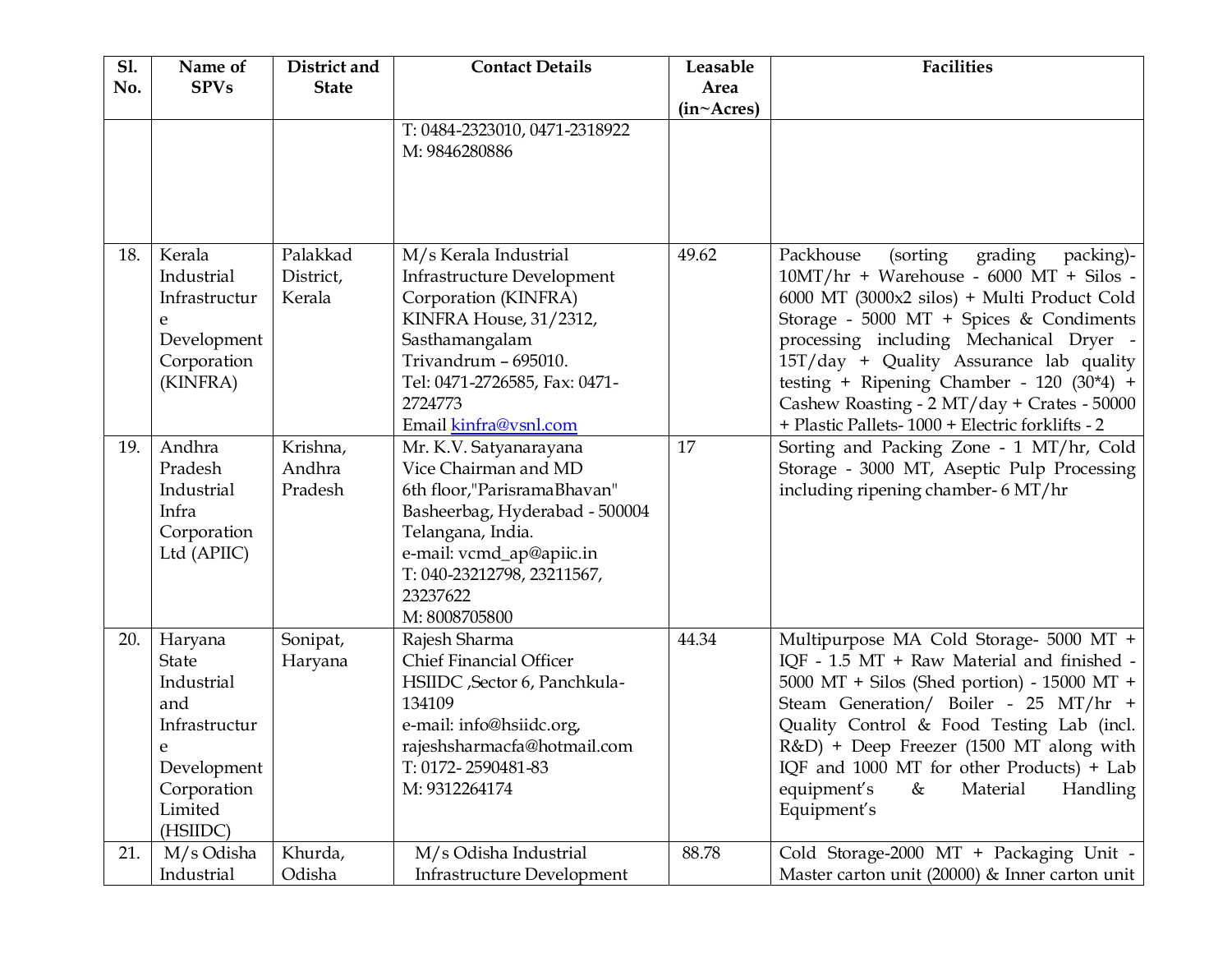| Sl. No. | Name of SPVs | District and State | Contact Details | Leasable Area (in~Acres) | Facilities |
|---|---|---|---|---|---|
| | | | T: 0484-2323010, 0471-2318922<br>M: 9846280886 | | |
| 18. | Kerala Industrial Infrastructure Development Corporation (KINFRA) | Palakkad District, Kerala | M/s Kerala Industrial Infrastructure Development Corporation (KINFRA)<br>KINFRA House, 31/2312, Sasthamangalam<br>Trivandrum – 695010.<br>Tel: 0471-2726585, Fax: 0471-2724773<br>Email kinfra@vsnl.com | 49.62 | Packhouse (sorting grading packing)- 10MT/hr + Warehouse - 6000 MT + Silos - 6000 MT (3000x2 silos) + Multi Product Cold Storage - 5000 MT + Spices & Condiments processing including Mechanical Dryer - 15T/day + Quality Assurance lab quality testing + Ripening Chamber - 120 (30*4) + Cashew Roasting - 2 MT/day + Crates - 50000 + Plastic Pallets- 1000 + Electric forklifts - 2 |
| 19. | Andhra Pradesh Industrial Infra Corporation Ltd (APIIC) | Krishna, Andhra Pradesh | Mr. K.V. Satyanarayana<br>Vice Chairman and MD<br>6th floor,"ParisramaBhavan"<br>Basheerbag, Hyderabad - 500004<br>Telangana, India.<br>e-mail: vcmd_ap@apiic.in<br>T: 040-23212798, 23211567, 23237622<br>M: 8008705800 | 17 | Sorting and Packing Zone - 1 MT/hr, Cold Storage - 3000 MT, Aseptic Pulp Processing including ripening chamber- 6 MT/hr |
| 20. | Haryana State Industrial and Infrastructure Development Corporation Limited (HSIIDC) | Sonipat, Haryana | Rajesh Sharma<br>Chief Financial Officer<br>HSIIDC ,Sector 6, Panchkula-134109<br>e-mail: info@hsiidc.org, rajeshsharmacfa@hotmail.com<br>T: 0172- 2590481-83<br>M: 9312264174 | 44.34 | Multipurpose MA Cold Storage- 5000 MT + IQF - 1.5 MT + Raw Material and finished - 5000 MT + Silos (Shed portion) - 15000 MT + Steam Generation/ Boiler - 25 MT/hr + Quality Control & Food Testing Lab (incl. R&D) + Deep Freezer (1500 MT along with IQF and 1000 MT for other Products) + Lab equipment's & Material Handling Equipment's |
| 21. | M/s Odisha Industrial | Khurda, Odisha | M/s Odisha Industrial Infrastructure Development | 88.78 | Cold Storage-2000 MT + Packaging Unit - Master carton unit (20000) & Inner carton unit |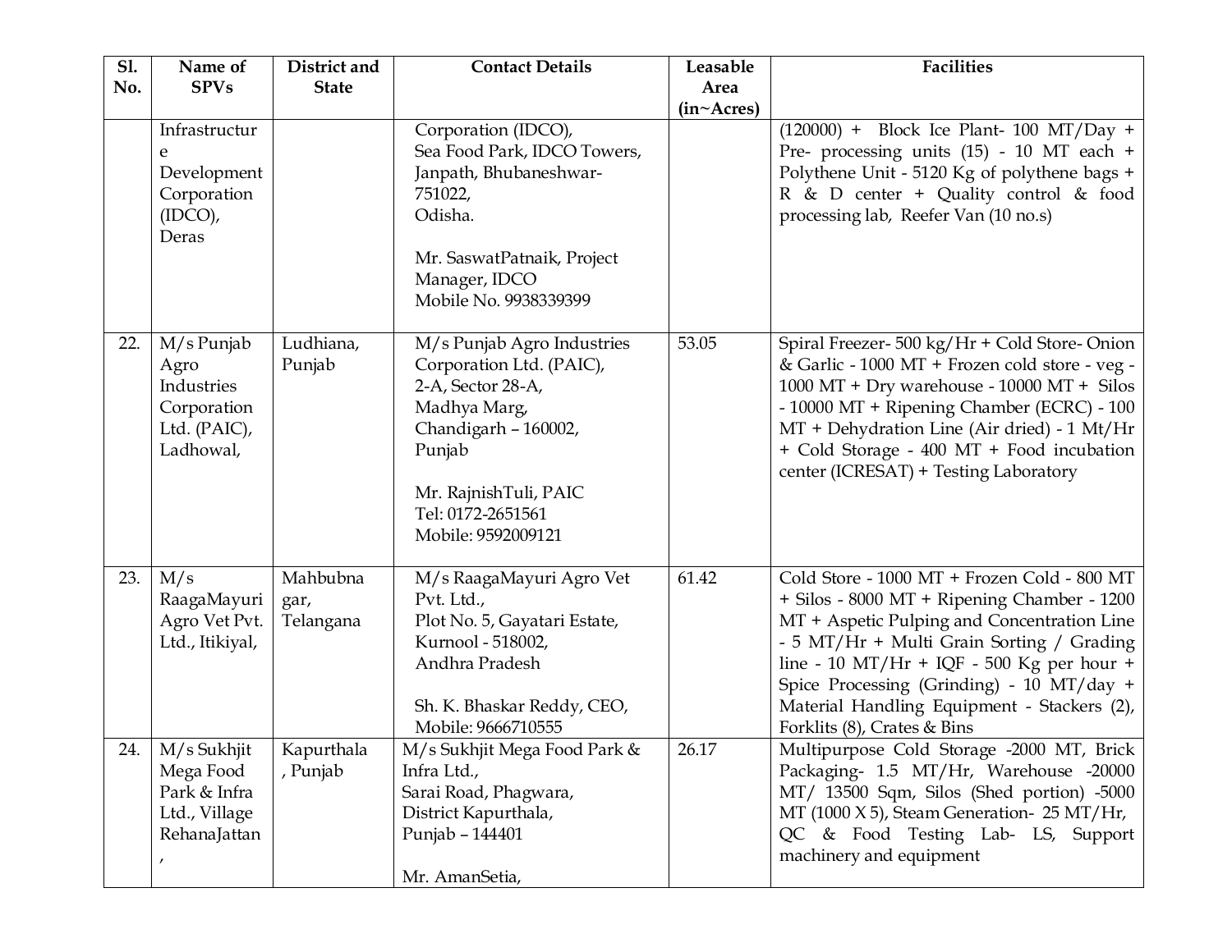| Sl. No. | Name of SPVs | District and State | Contact Details | Leasable Area (in~Acres) | Facilities |
|---|---|---|---|---|---|
| | Infrastructure Development Corporation (IDCO), Deras | | Corporation (IDCO), Sea Food Park, IDCO Towers, Janpath, Bhubaneshwar-751022, Odisha. <br><br> Mr. SaswatPatnaik, Project Manager, IDCO Mobile No. 9938339399 | | (120000) + Block Ice Plant- 100 MT/Day + Pre- processing units (15) - 10 MT each + Polythene Unit - 5120 Kg of polythene bags + R & D center + Quality control & food processing lab, Reefer Van (10 no.s) |
| 22. | M/s Punjab Agro Industries Corporation Ltd. (PAIC), Ladhowal, | Ludhiana, Punjab | M/s Punjab Agro Industries Corporation Ltd. (PAIC), 2-A, Sector 28-A, Madhya Marg, Chandigarh – 160002, Punjab <br><br> Mr. RajnishTuli, PAIC Tel: 0172-2651561 Mobile: 9592009121 | 53.05 | Spiral Freezer- 500 kg/Hr + Cold Store- Onion & Garlic - 1000 MT + Frozen cold store - veg - 1000 MT + Dry warehouse - 10000 MT + Silos - 10000 MT + Ripening Chamber (ECRC) - 100 MT + Dehydration Line (Air dried) - 1 Mt/Hr + Cold Storage - 400 MT + Food incubation center (ICRESAT) + Testing Laboratory |
| 23. | M/s RaagaMayuri Agro Vet Pvt. Ltd., Itikiyal, | Mahbubnagar, Telangana | M/s RaagaMayuri Agro Vet Pvt. Ltd., Plot No. 5, Gayatari Estate, Kurnool - 518002, Andhra Pradesh <br><br> Sh. K. Bhaskar Reddy, CEO, Mobile: 9666710555 | 61.42 | Cold Store - 1000 MT + Frozen Cold - 800 MT + Silos - 8000 MT + Ripening Chamber - 1200 MT + Aspetic Pulping and Concentration Line - 5 MT/Hr + Multi Grain Sorting / Grading line - 10 MT/Hr + IQF - 500 Kg per hour + Spice Processing (Grinding) - 10 MT/day + Material Handling Equipment - Stackers (2), Forklits (8), Crates & Bins |
| 24. | M/s Sukhjit Mega Food Park & Infra Ltd., Village RehanaJattan, | Kapurthala, Punjab | M/s Sukhjit Mega Food Park & Infra Ltd., Sarai Road, Phagwara, District Kapurthala, Punjab – 144401 <br><br> Mr. AmanSetia, | 26.17 | Multipurpose Cold Storage -2000 MT, Brick Packaging- 1.5 MT/Hr, Warehouse -20000 MT/ 13500 Sqm, Silos (Shed portion) -5000 MT (1000 X 5), Steam Generation- 25 MT/Hr, QC & Food Testing Lab- LS, Support machinery and equipment |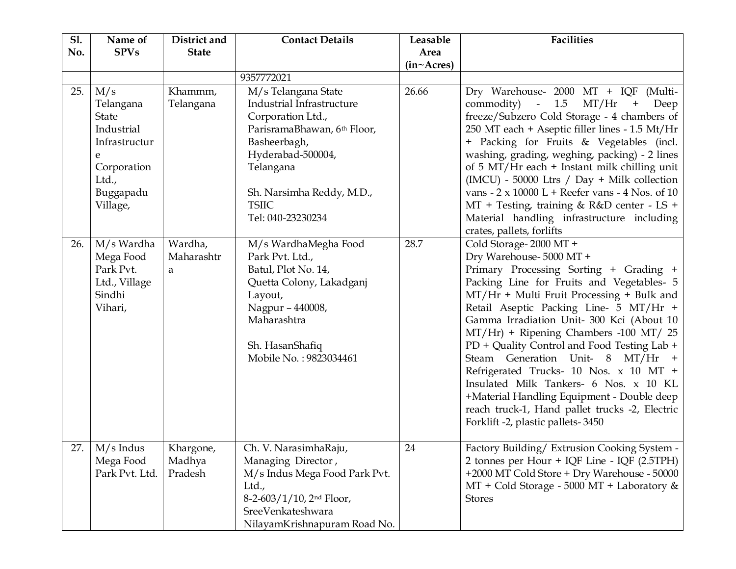| Sl. No. | Name of SPVs | District and State | Contact Details | Leasable Area (in~Acres) | Facilities |
|---|---|---|---|---|---|
| | | | 9357772021 | | |
| 25. | M/s Telangana State Industrial Infrastructure Corporation Ltd., Buggapadu Village, | Khammm, Telangana | M/s Telangana State Industrial Infrastructure Corporation Ltd., ParisramaBhawan, 6th Floor, Basheerbagh, Hyderabad-500004, Telangana<br><br>Sh. Narsimha Reddy, M.D., TSIIC<br>Tel: 040-23230234 | 26.66 | Dry Warehouse- 2000 MT + IQF (Multi-commodity) - 1.5 MT/Hr + Deep freeze/Subzero Cold Storage - 4 chambers of 250 MT each + Aseptic filler lines - 1.5 Mt/Hr + Packing for Fruits & Vegetables (incl. washing, grading, weghing, packing) - 2 lines of 5 MT/Hr each + Instant milk chilling unit (IMCU) - 50000 Ltrs / Day + Milk collection vans - 2 x 10000 L + Reefer vans - 4 Nos. of 10 MT + Testing, training & R&D center - LS + Material handling infrastructure including crates, pallets, forlifts |
| 26. | M/s Wardha Mega Food Park Pvt. Ltd., Village Sindhi Vihari, | Wardha, Maharashtra | M/s WardhaMegha Food Park Pvt. Ltd., Batul, Plot No. 14, Quetta Colony, Lakadganj Layout, Nagpur – 440008, Maharashtra<br><br>Sh. HasanShafiq<br>Mobile No. : 9823034461 | 28.7 | Cold Storage- 2000 MT +<br>Dry Warehouse- 5000 MT +<br>Primary Processing Sorting + Grading + Packing Line for Fruits and Vegetables- 5 MT/Hr + Multi Fruit Processing + Bulk and Retail Aseptic Packing Line- 5 MT/Hr + Gamma Irradiation Unit- 300 Kci (About 10 MT/Hr) + Ripening Chambers -100 MT/ 25 PD + Quality Control and Food Testing Lab + Steam Generation Unit- 8 MT/Hr + Refrigerated Trucks- 10 Nos. x 10 MT + Insulated Milk Tankers- 6 Nos. x 10 KL +Material Handling Equipment - Double deep reach truck-1, Hand pallet trucks -2, Electric Forklift -2, plastic pallets- 3450 |
| 27. | M/s Indus Mega Food Park Pvt. Ltd. | Khargone, Madhya Pradesh | Ch. V. NarasimhaRaju, Managing Director , M/s Indus Mega Food Park Pvt. Ltd., 8-2-603/1/10, 2nd Floor, SreeVenkateshwara NilayamKrishnapuram Road No. | 24 | Factory Building/ Extrusion Cooking System - 2 tonnes per Hour + IQF Line - IQF (2.5TPH) +2000 MT Cold Store + Dry Warehouse - 50000 MT + Cold Storage - 5000 MT + Laboratory & Stores |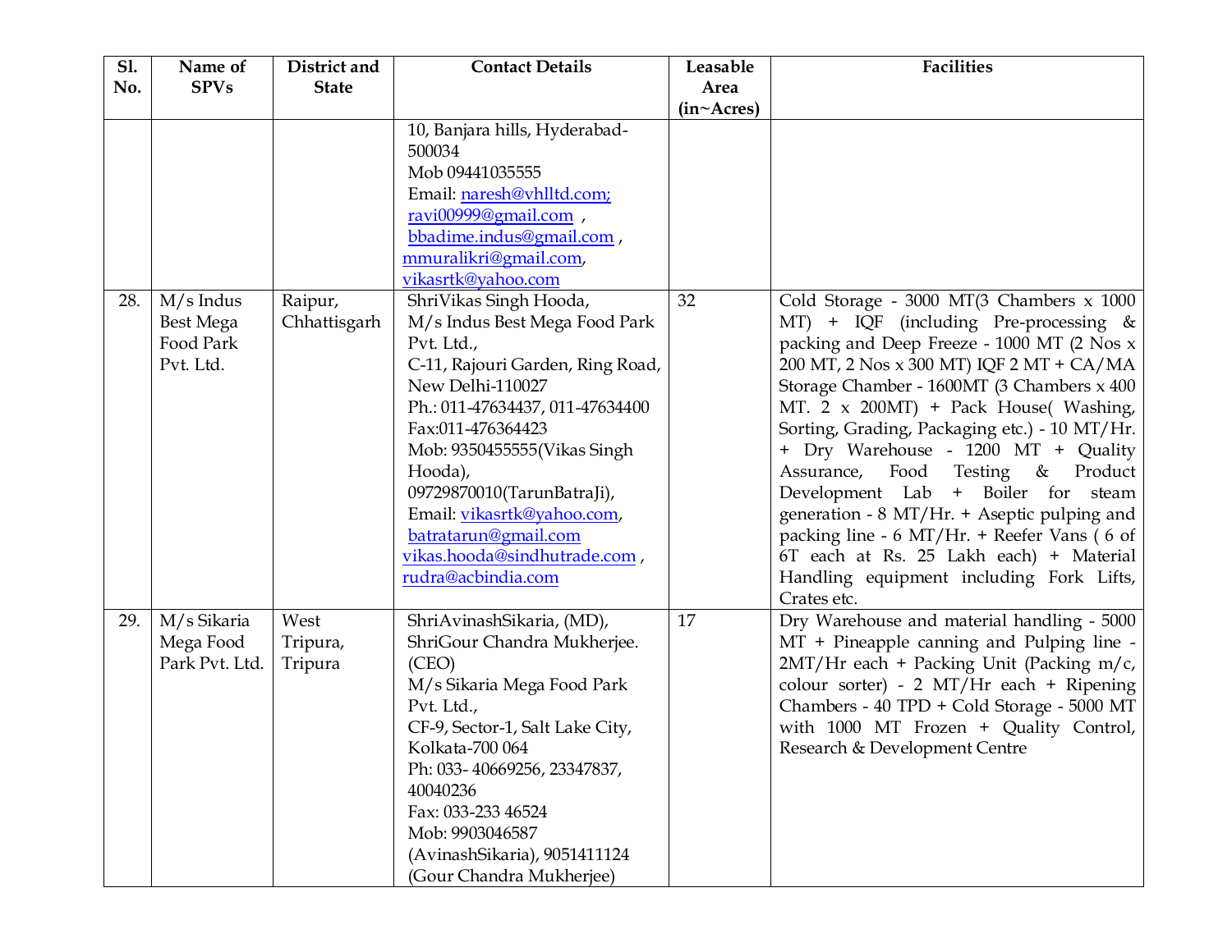| Sl. No. | Name of SPVs | District and State | Contact Details | Leasable Area (in~Acres) | Facilities |
|---|---|---|---|---|---|
| | | | 10, Banjara hills, Hyderabad-500034<br>Mob 09441035555<br>Email: naresh@vhlltd.com; ravi00999@gmail.com , bbadime.indus@gmail.com , mmuralikri@gmail.com, vikasrtk@yahoo.com | | |
| 28. | M/s Indus Best Mega Food Park Pvt. Ltd. | Raipur, Chhattisgarh | ShriVikas Singh Hooda,<br>M/s Indus Best Mega Food Park Pvt. Ltd.,<br>C-11, Rajouri Garden, Ring Road, New Delhi-110027<br>Ph.: 011-47634437, 011-47634400<br>Fax:011-476364423<br>Mob: 9350455555(Vikas Singh Hooda),<br>09729870010(TarunBatraJi),<br>Email: vikasrtk@yahoo.com, batratarun@gmail.com vikas.hooda@sindhutrade.com , rudra@acbindia.com | 32 | Cold Storage - 3000 MT(3 Chambers x 1000 MT) + IQF (including Pre-processing & packing and Deep Freeze - 1000 MT (2 Nos x 200 MT, 2 Nos x 300 MT) IQF 2 MT + CA/MA Storage Chamber - 1600MT (3 Chambers x 400 MT. 2 x 200MT) + Pack House( Washing, Sorting, Grading, Packaging etc.) - 10 MT/Hr. + Dry Warehouse - 1200 MT + Quality Assurance, Food Testing & Product Development Lab + Boiler for steam generation - 8 MT/Hr. + Aseptic pulping and packing line - 6 MT/Hr. + Reefer Vans ( 6 of 6T each at Rs. 25 Lakh each) + Material Handling equipment including Fork Lifts, Crates etc. |
| 29. | M/s Sikaria Mega Food Park Pvt. Ltd. | West Tripura, Tripura | ShriAvinashSikaria, (MD),<br>ShriGour Chandra Mukherjee. (CEO)<br>M/s Sikaria Mega Food Park Pvt. Ltd.,<br>CF-9, Sector-1, Salt Lake City, Kolkata-700 064<br>Ph: 033- 40669256, 23347837, 40040236<br>Fax: 033-233 46524<br>Mob: 9903046587 (AvinashSikaria), 9051411124 (Gour Chandra Mukherjee) | 17 | Dry Warehouse and material handling - 5000 MT + Pineapple canning and Pulping line - 2MT/Hr each + Packing Unit (Packing m/c, colour sorter) - 2 MT/Hr each + Ripening Chambers - 40 TPD + Cold Storage - 5000 MT with 1000 MT Frozen + Quality Control, Research & Development Centre |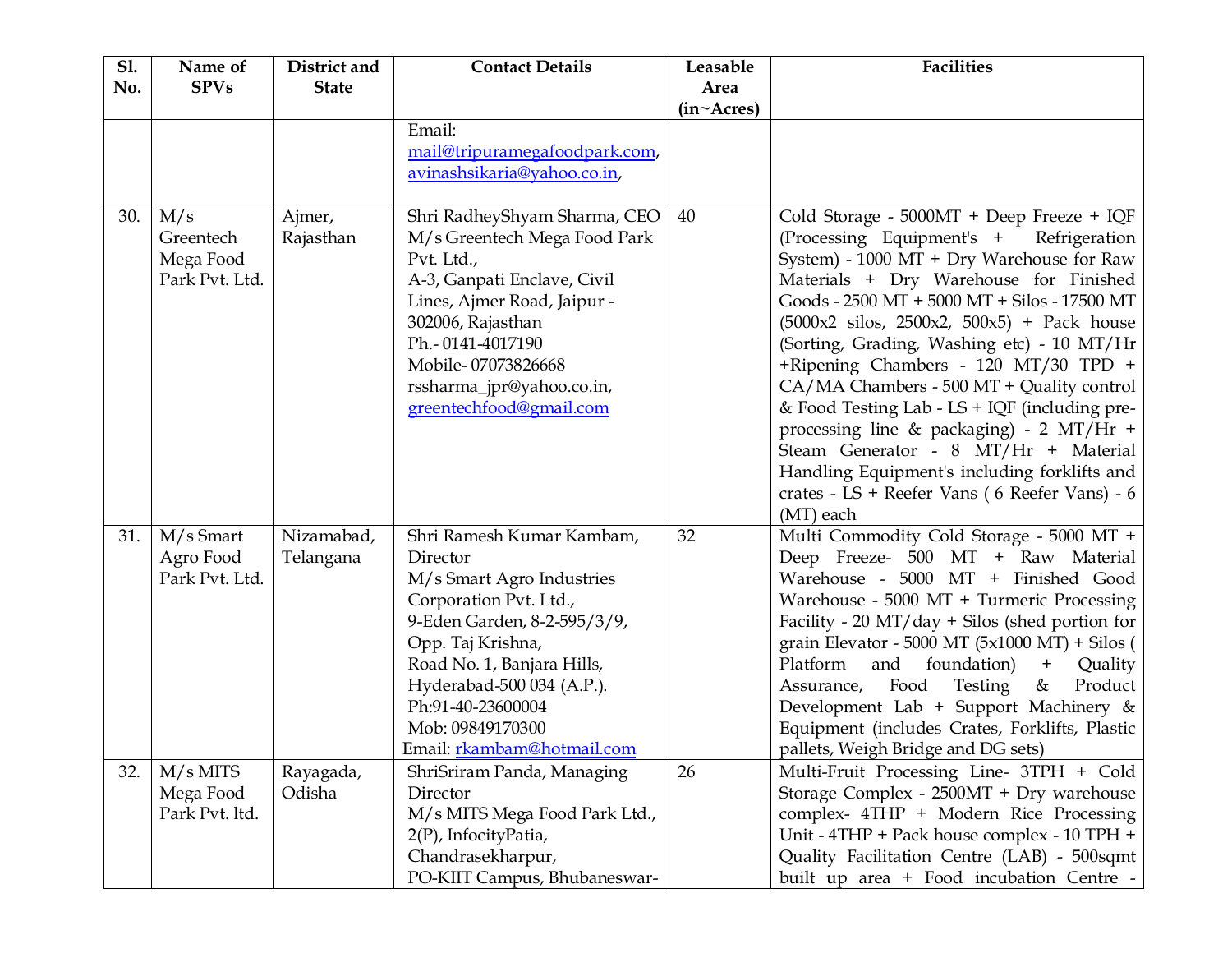| Sl. No. | Name of SPVs | District and State | Contact Details | Leasable Area (in~Acres) | Facilities |
|---|---|---|---|---|---|
| | | | Email: mail@tripuramegafoodpark.com, avinashsikaria@yahoo.co.in, | | |
| 30. | M/s Greentech Mega Food Park Pvt. Ltd. | Ajmer, Rajasthan | Shri RadheyShyam Sharma, CEO M/s Greentech Mega Food Park Pvt. Ltd., A-3, Ganpati Enclave, Civil Lines, Ajmer Road, Jaipur - 302006, Rajasthan Ph.- 0141-4017190 Mobile- 07073826668 rssharma_jpr@yahoo.co.in, greentechfood@gmail.com | 40 | Cold Storage - 5000MT + Deep Freeze + IQF (Processing Equipment's + Refrigeration System) - 1000 MT + Dry Warehouse for Raw Materials + Dry Warehouse for Finished Goods - 2500 MT + 5000 MT + Silos - 17500 MT (5000x2 silos, 2500x2, 500x5) + Pack house (Sorting, Grading, Washing etc) - 10 MT/Hr +Ripening Chambers - 120 MT/30 TPD + CA/MA Chambers - 500 MT + Quality control & Food Testing Lab - LS + IQF (including pre-processing line & packaging) - 2 MT/Hr + Steam Generator - 8 MT/Hr + Material Handling Equipment's including forklifts and crates - LS + Reefer Vans ( 6 Reefer Vans) - 6 (MT) each |
| 31. | M/s Smart Agro Food Park Pvt. Ltd. | Nizamabad, Telangana | Shri Ramesh Kumar Kambam, Director M/s Smart Agro Industries Corporation Pvt. Ltd., 9-Eden Garden, 8-2-595/3/9, Opp. Taj Krishna, Road No. 1, Banjara Hills, Hyderabad-500 034 (A.P.). Ph:91-40-23600004 Mob: 09849170300 Email: rkambam@hotmail.com | 32 | Multi Commodity Cold Storage - 5000 MT + Deep Freeze- 500 MT + Raw Material Warehouse - 5000 MT + Finished Good Warehouse - 5000 MT + Turmeric Processing Facility - 20 MT/day + Silos (shed portion for grain Elevator - 5000 MT (5x1000 MT) + Silos ( Platform and foundation) + Quality Assurance, Food Testing & Product Development Lab + Support Machinery & Equipment (includes Crates, Forklifts, Plastic pallets, Weigh Bridge and DG sets) |
| 32. | M/s MITS Mega Food Park Pvt. ltd. | Rayagada, Odisha | ShriSriram Panda, Managing Director M/s MITS Mega Food Park Ltd., 2(P), InfocityPatia, Chandrasekharpur, PO-KIIT Campus, Bhubaneswar- | 26 | Multi-Fruit Processing Line- 3TPH + Cold Storage Complex - 2500MT + Dry warehouse complex- 4THP + Modern Rice Processing Unit - 4THP + Pack house complex - 10 TPH + Quality Facilitation Centre (LAB) - 500sqmt built up area + Food incubation Centre - |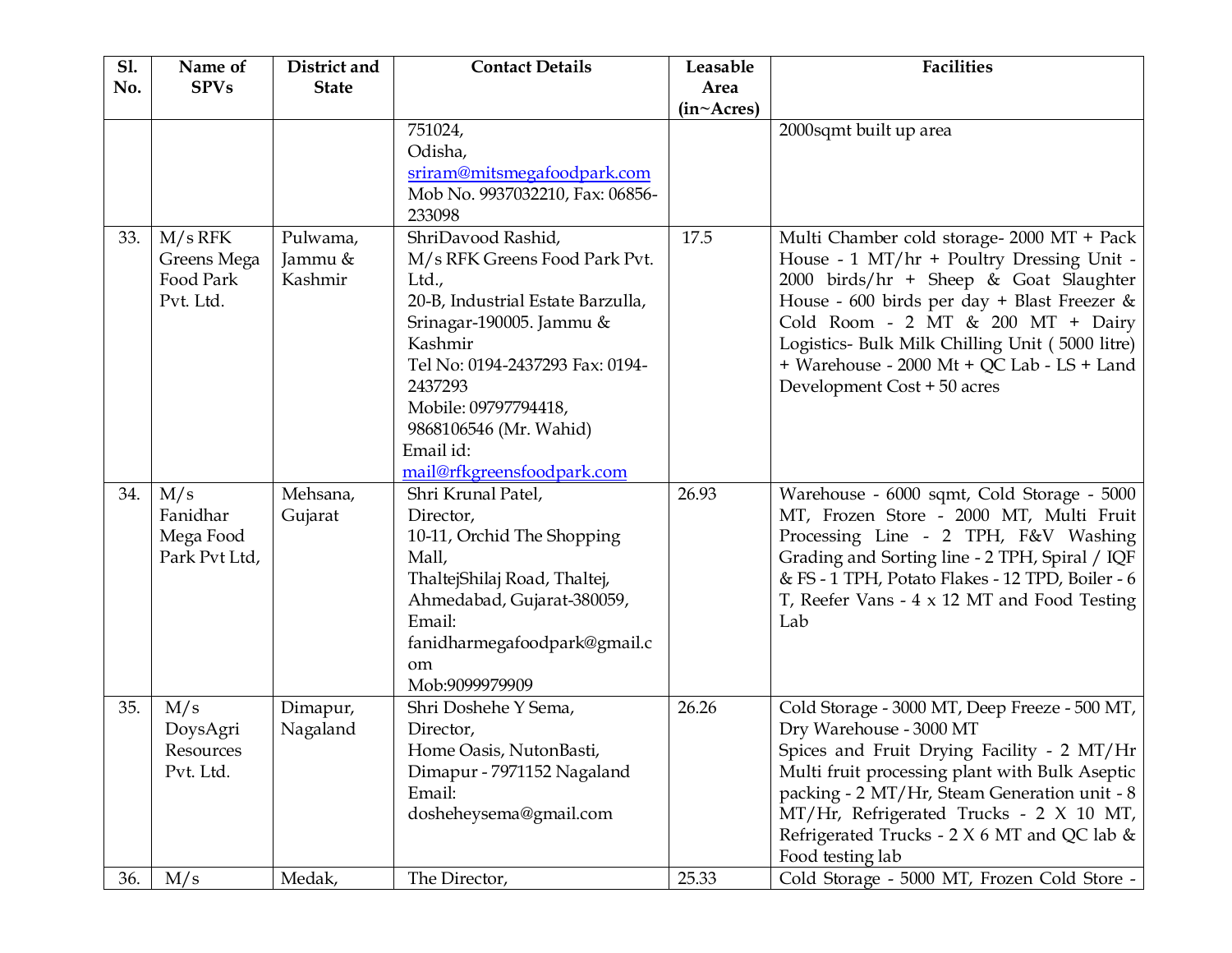| Sl. No. | Name of SPVs | District and State | Contact Details | Leasable Area (in~Acres) | Facilities |
|---|---|---|---|---|---|
| | | | 751024, Odisha, sriram@mitsmegafoodpark.com Mob No. 9937032210, Fax: 06856-233098 | | 2000sqmt built up area |
| 33. | M/s RFK Greens Mega Food Park Pvt. Ltd. | Pulwama, Jammu & Kashmir | ShriDavood Rashid, M/s RFK Greens Food Park Pvt. Ltd., 20-B, Industrial Estate Barzulla, Srinagar-190005. Jammu & Kashmir Tel No: 0194-2437293 Fax: 0194-2437293 Mobile: 09797794418, 9868106546 (Mr. Wahid) Email id: mail@rfkgreensfoodpark.com | 17.5 | Multi Chamber cold storage- 2000 MT + Pack House - 1 MT/hr + Poultry Dressing Unit - 2000 birds/hr + Sheep & Goat Slaughter House - 600 birds per day + Blast Freezer & Cold Room - 2 MT & 200 MT + Dairy Logistics- Bulk Milk Chilling Unit ( 5000 litre) + Warehouse - 2000 Mt + QC Lab - LS + Land Development Cost + 50 acres |
| 34. | M/s Fanidhar Mega Food Park Pvt Ltd, | Mehsana, Gujarat | Shri Krunal Patel, Director, 10-11, Orchid The Shopping Mall, ThaltejShilaj Road, Thaltej, Ahmedabad, Gujarat-380059, Email: fanidharmegafoodpark@gmail.com Mob:9099979909 | 26.93 | Warehouse - 6000 sqmt, Cold Storage - 5000 MT, Frozen Store - 2000 MT, Multi Fruit Processing Line - 2 TPH, F&V Washing Grading and Sorting line - 2 TPH, Spiral / IQF & FS - 1 TPH, Potato Flakes - 12 TPD, Boiler - 6 T, Reefer Vans - 4 x 12 MT and Food Testing Lab |
| 35. | M/s DoysAgri Resources Pvt. Ltd. | Dimapur, Nagaland | Shri Doshehe Y Sema, Director, Home Oasis, NutonBasti, Dimapur - 7971152 Nagaland Email: dosheheysema@gmail.com | 26.26 | Cold Storage - 3000 MT, Deep Freeze - 500 MT, Dry Warehouse - 3000 MT Spices and Fruit Drying Facility - 2 MT/Hr Multi fruit processing plant with Bulk Aseptic packing - 2 MT/Hr, Steam Generation unit - 8 MT/Hr, Refrigerated Trucks - 2 X 10 MT, Refrigerated Trucks - 2 X 6 MT and QC lab & Food testing lab |
| 36. | M/s | Medak, | The Director, | 25.33 | Cold Storage - 5000 MT, Frozen Cold Store - |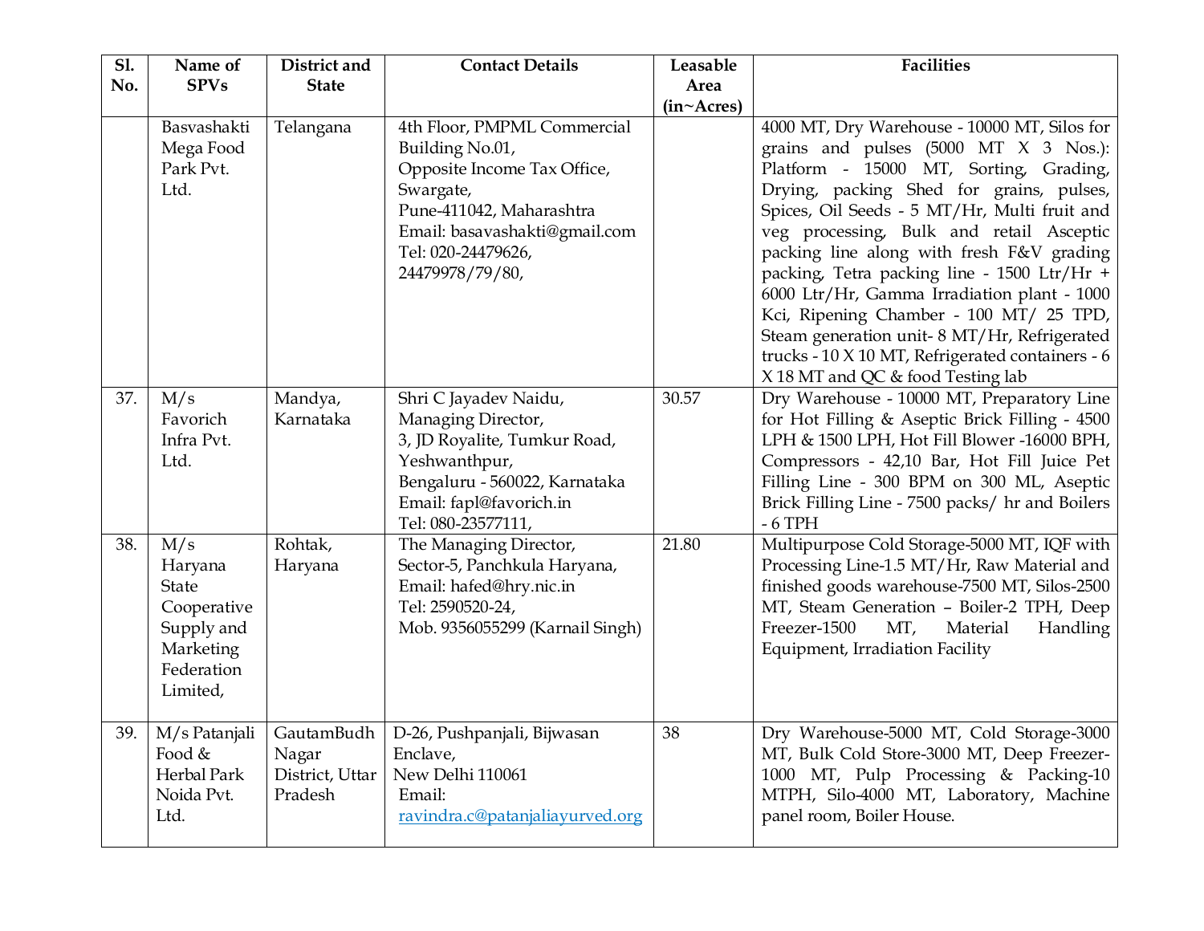| Sl. No. | Name of SPVs | District and State | Contact Details | Leasable Area (in~Acres) | Facilities |
|---|---|---|---|---|---|
| | Basvashakti Mega Food Park Pvt. Ltd. | Telangana | 4th Floor, PMPML Commercial Building No.01, Opposite Income Tax Office, Swargate, Pune-411042, Maharashtra Email: basavashakti@gmail.com Tel: 020-24479626, 24479978/79/80, | | 4000 MT, Dry Warehouse - 10000 MT, Silos for grains and pulses (5000 MT X 3 Nos.): Platform - 15000 MT, Sorting, Grading, Drying, packing Shed for grains, pulses, Spices, Oil Seeds - 5 MT/Hr, Multi fruit and veg processing, Bulk and retail Asceptic packing line along with fresh F&V grading packing, Tetra packing line - 1500 Ltr/Hr + 6000 Ltr/Hr, Gamma Irradiation plant - 1000 Kci, Ripening Chamber - 100 MT/ 25 TPD, Steam generation unit- 8 MT/Hr, Refrigerated trucks - 10 X 10 MT, Refrigerated containers - 6 X 18 MT and QC & food Testing lab |
| 37. | M/s Favorich Infra Pvt. Ltd. | Mandya, Karnataka | Shri C Jayadev Naidu, Managing Director, 3, JD Royalite, Tumkur Road, Yeshwanthpur, Bengaluru - 560022, Karnataka Email: fapl@favorich.in Tel: 080-23577111, | 30.57 | Dry Warehouse - 10000 MT, Preparatory Line for Hot Filling & Aseptic Brick Filling - 4500 LPH & 1500 LPH, Hot Fill Blower -16000 BPH, Compressors - 42,10 Bar, Hot Fill Juice Pet Filling Line - 300 BPM on 300 ML, Aseptic Brick Filling Line - 7500 packs/ hr and Boilers - 6 TPH |
| 38. | M/s Haryana State Cooperative Supply and Marketing Federation Limited, | Rohtak, Haryana | The Managing Director, Sector-5, Panchkula Haryana, Email: hafed@hry.nic.in Tel: 2590520-24, Mob. 9356055299 (Karnail Singh) | 21.80 | Multipurpose Cold Storage-5000 MT, IQF with Processing Line-1.5 MT/Hr, Raw Material and finished goods warehouse-7500 MT, Silos-2500 MT, Steam Generation – Boiler-2 TPH, Deep Freezer-1500 MT, Material Handling Equipment, Irradiation Facility |
| 39. | M/s Patanjali Food & Herbal Park Noida Pvt. Ltd. | GautamBudh Nagar District, Uttar Pradesh | D-26, Pushpanjali, Bijwasan Enclave, New Delhi 110061 Email: ravindra.c@patanjaliayurved.org | 38 | Dry Warehouse-5000 MT, Cold Storage-3000 MT, Bulk Cold Store-3000 MT, Deep Freezer-1000 MT, Pulp Processing & Packing-10 MTPH, Silo-4000 MT, Laboratory, Machine panel room, Boiler House. |